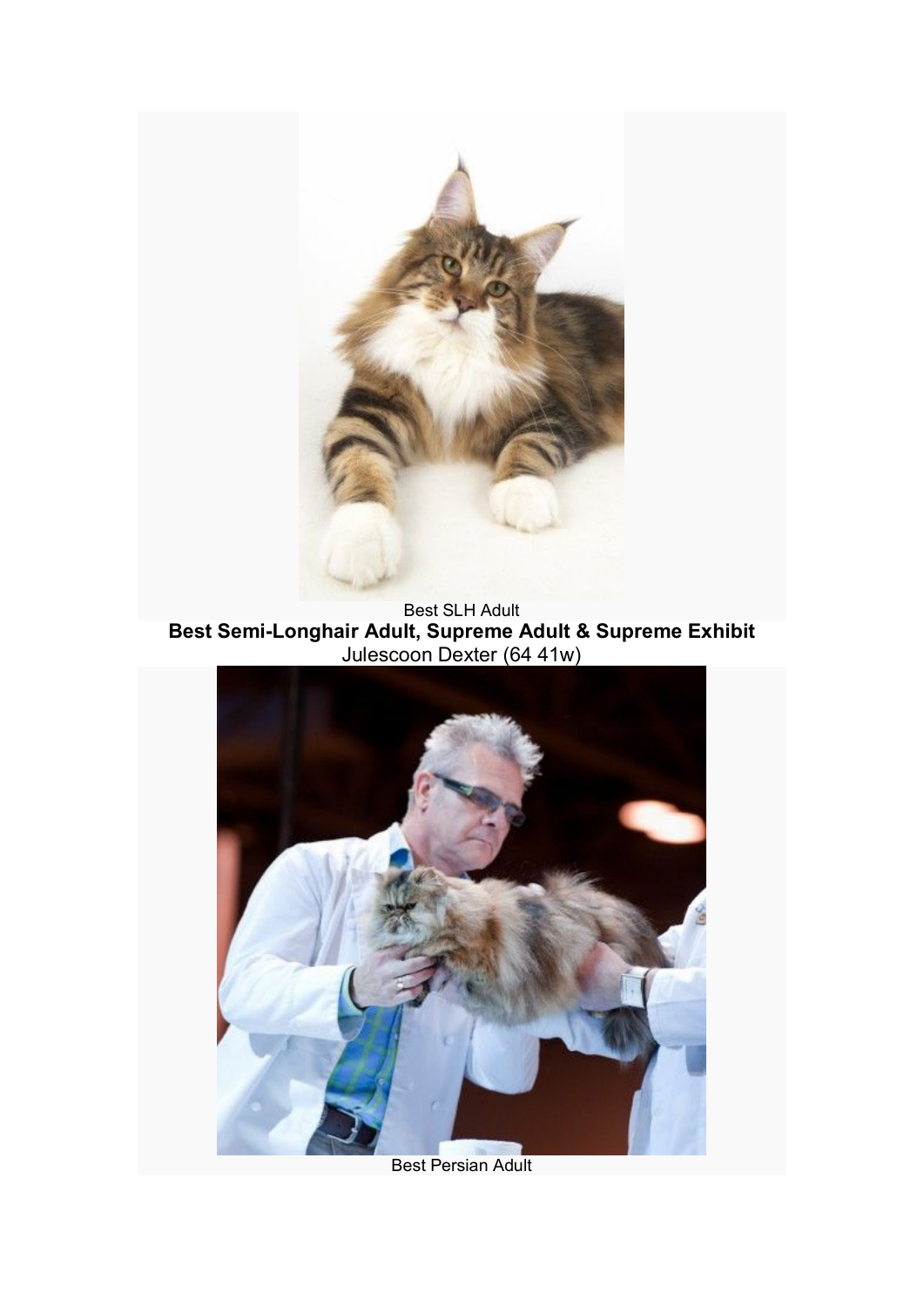Best SLH Adult

**Best Semi-Longhair Adult, Supreme Adult & Supreme Exhibit**

Julescoon Dexter (64 41w)

Best Persian Adult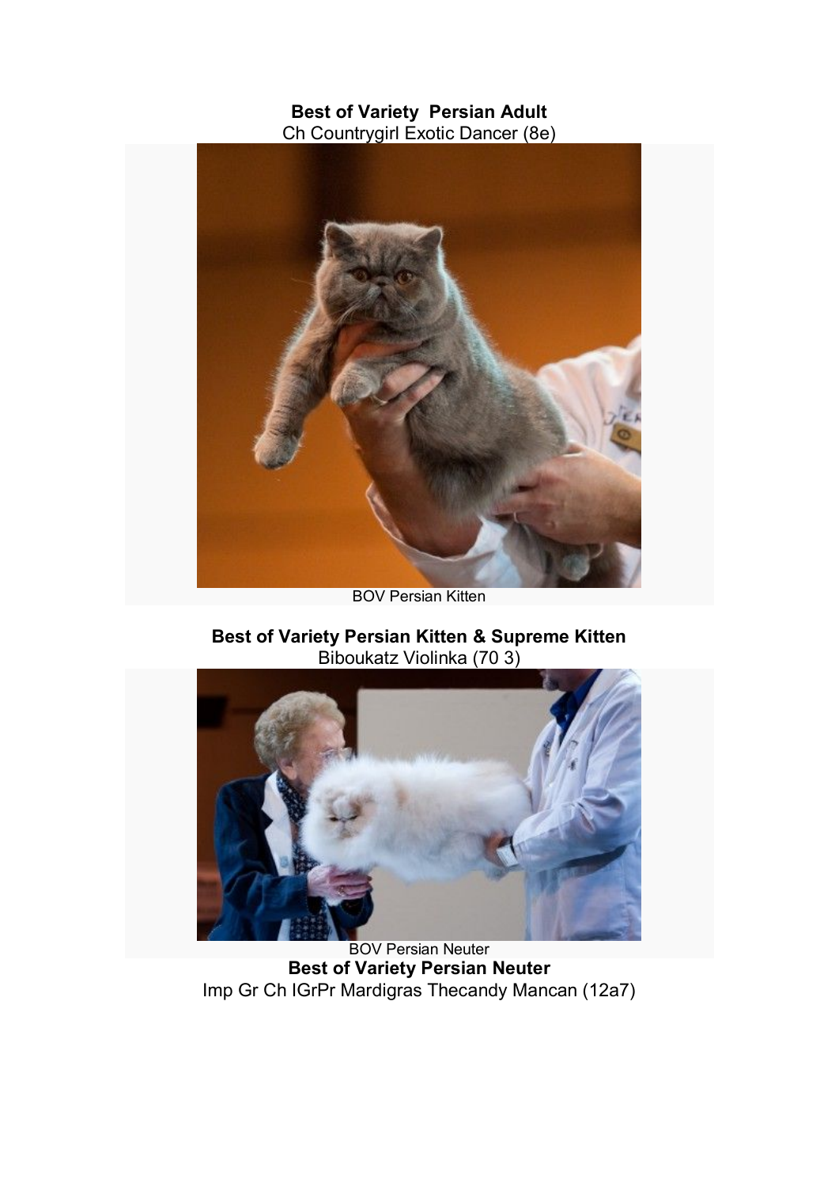**Best of Variety Persian Adult**

Ch Countrygirl Exotic Dancer (8e)

BOV Persian Kitten

**Best of Variety Persian Kitten & Supreme Kitten**

Biboukatz Violinka (70 3)

BOV Persian Neuter

**Best of Variety Persian Neuter**

Imp Gr Ch IGrPr Mardigras Thecandy Mancan (12a7)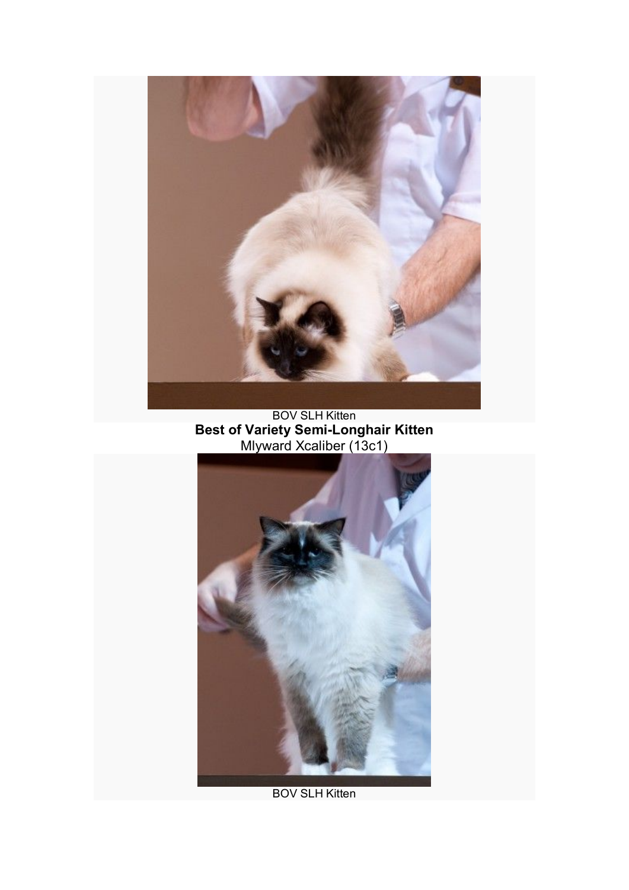BOV SLH Kitten

**Best of Variety Semi-Longhair Kitten**

Mlyward Xcaliber (13c1)

BOV SLH Kitten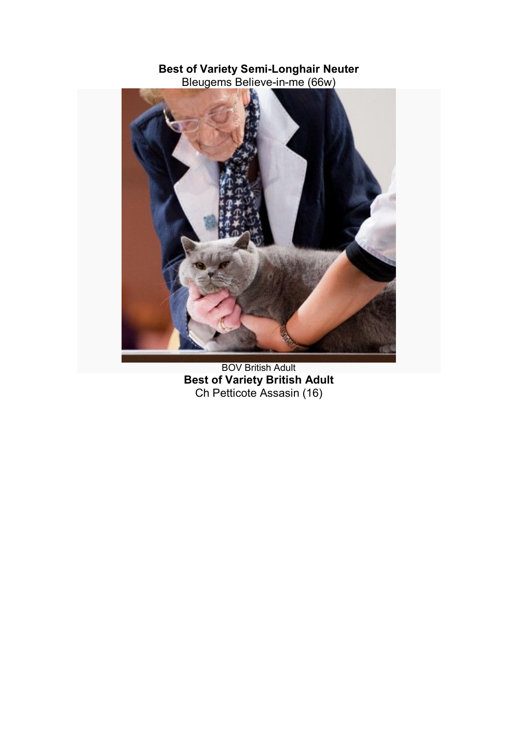**Best of Variety Semi-Longhair Neuter**
Bleugems Believe-in-me (66w)

BOV British Adult

**Best of Variety British Adult**
Ch Petticote Assasin (16)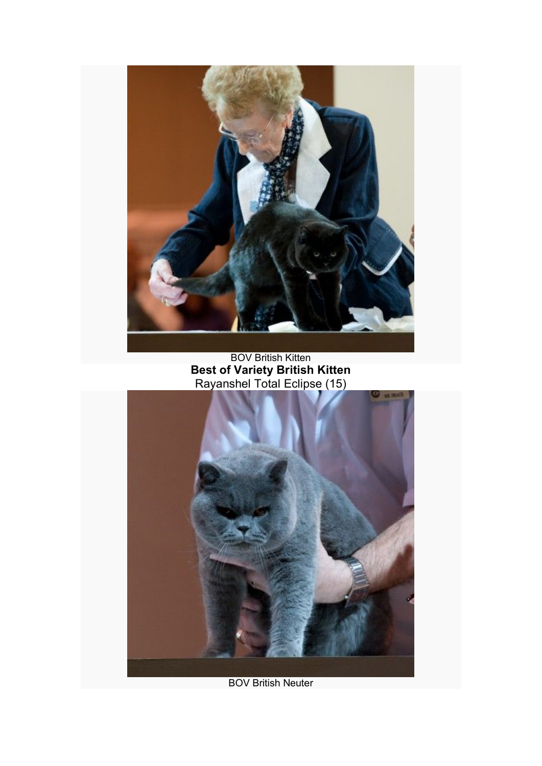BOV British Kitten

**Best of Variety British Kitten**

Rayanshel Total Eclipse (15)

BOV British Neuter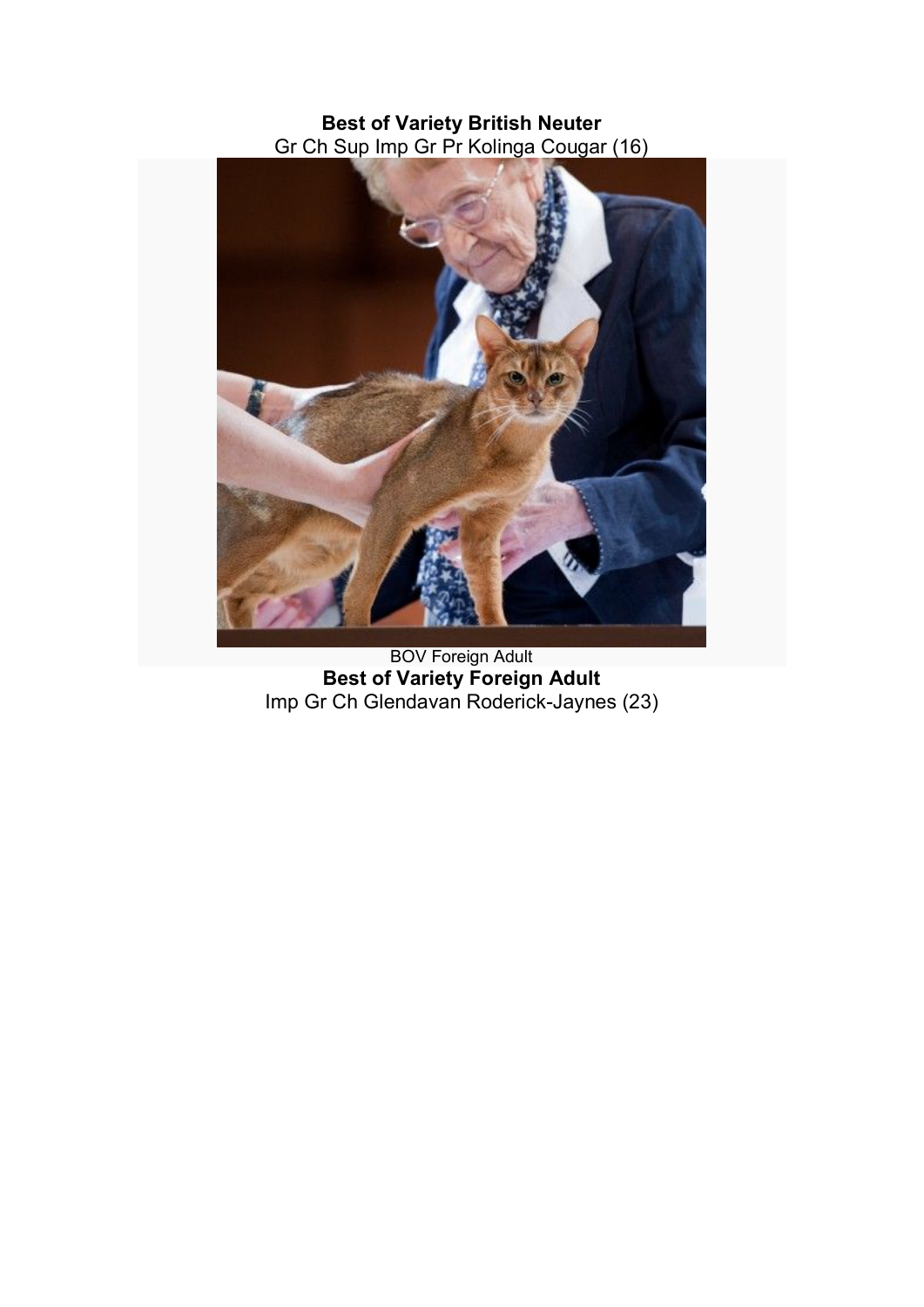**Best of Variety British Neuter**
Gr Ch Sup Imp Gr Pr Kolinga Cougar (16)

BOV Foreign Adult

**Best of Variety Foreign Adult**
Imp Gr Ch Glendavan Roderick-Jaynes (23)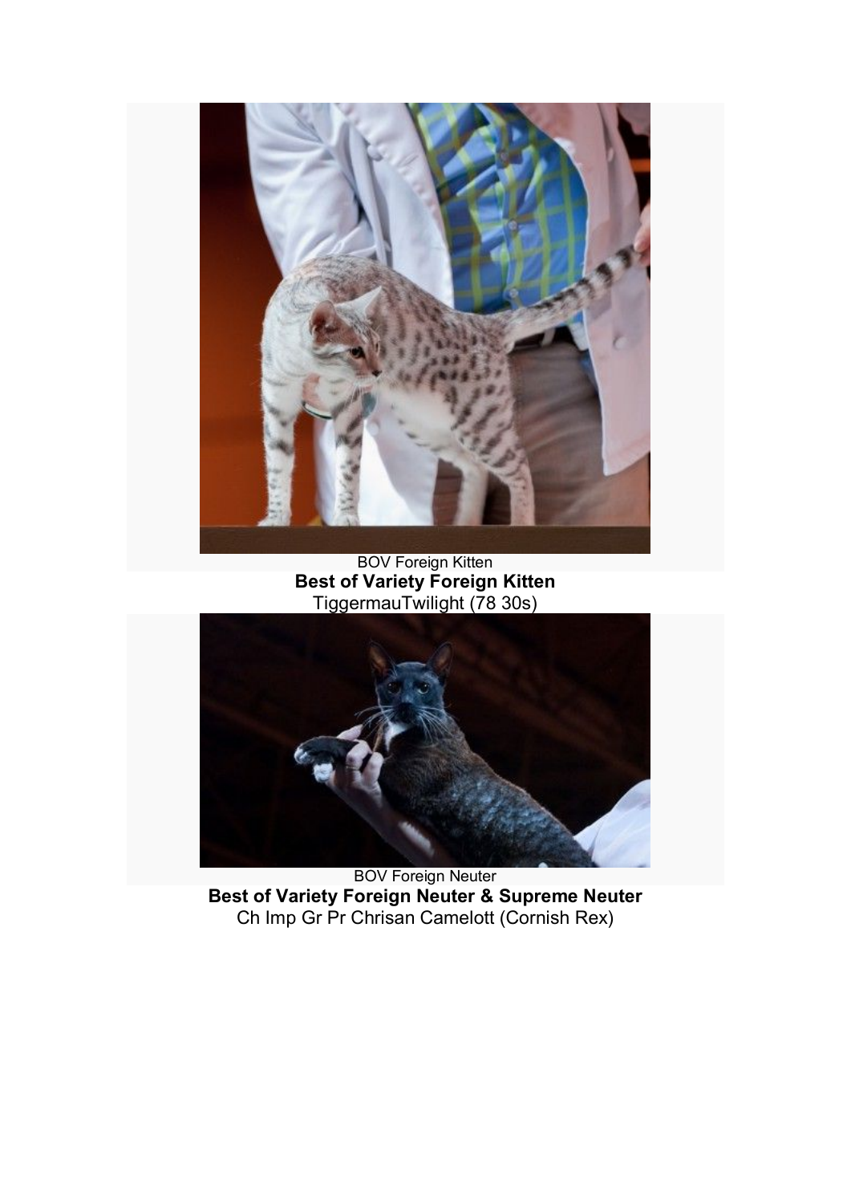BOV Foreign Kitten

**Best of Variety Foreign Kitten**

TiggermauTwilight (78 30s)

BOV Foreign Neuter

**Best of Variety Foreign Neuter & Supreme Neuter**

Ch Imp Gr Pr Chrisan Camelott (Cornish Rex)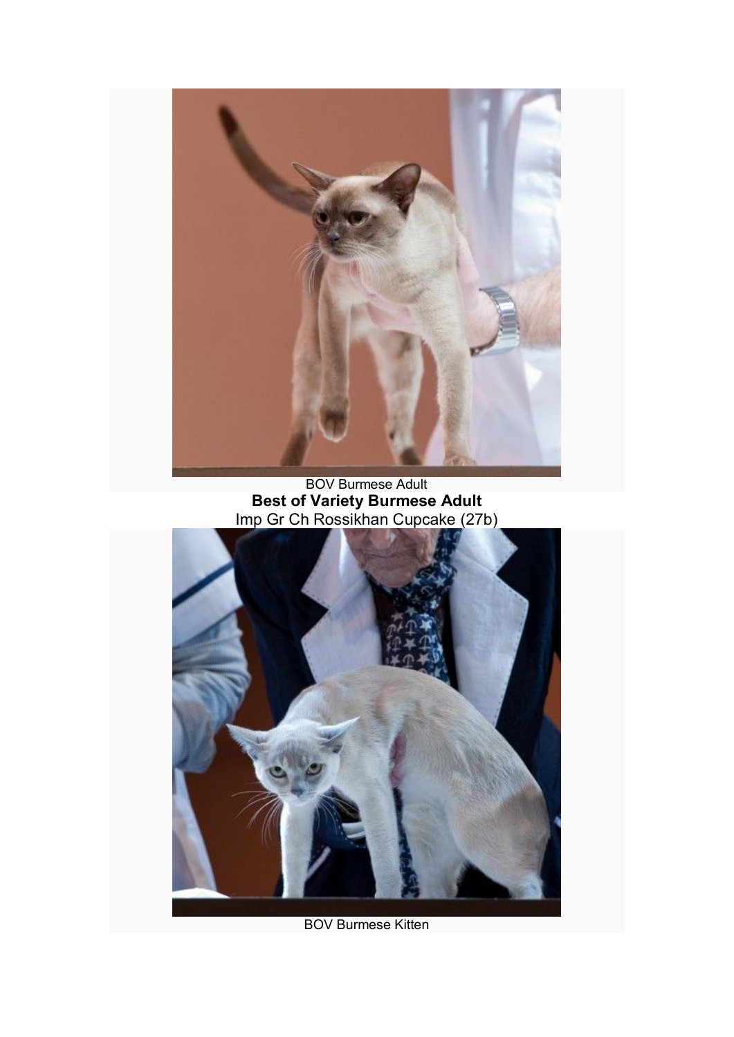BOV Burmese Adult

**Best of Variety Burmese Adult**

Imp Gr Ch Rossikhan Cupcake (27b)

BOV Burmese Kitten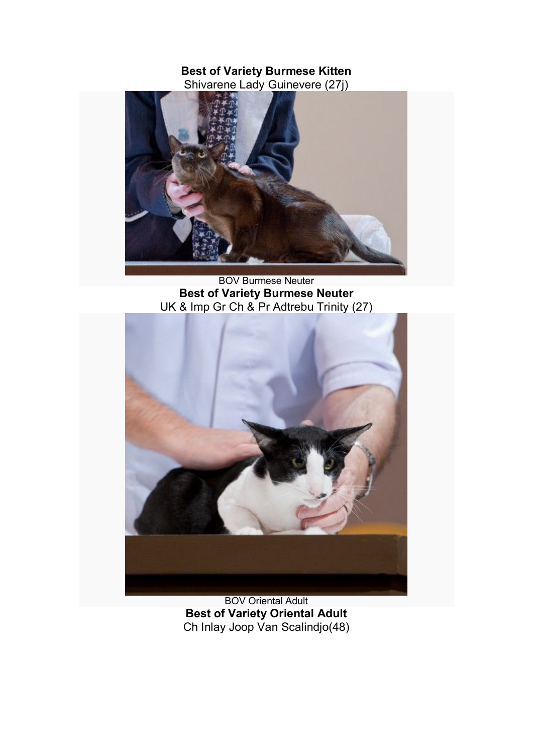**Best of Variety Burmese Kitten**
Shivarene Lady Guinevere (27j)

BOV Burmese Neuter

**Best of Variety Burmese Neuter**
UK & Imp Gr Ch & Pr Adtrebu Trinity (27)

BOV Oriental Adult

**Best of Variety Oriental Adult**
Ch Inlay Joop Van Scalindjo(48)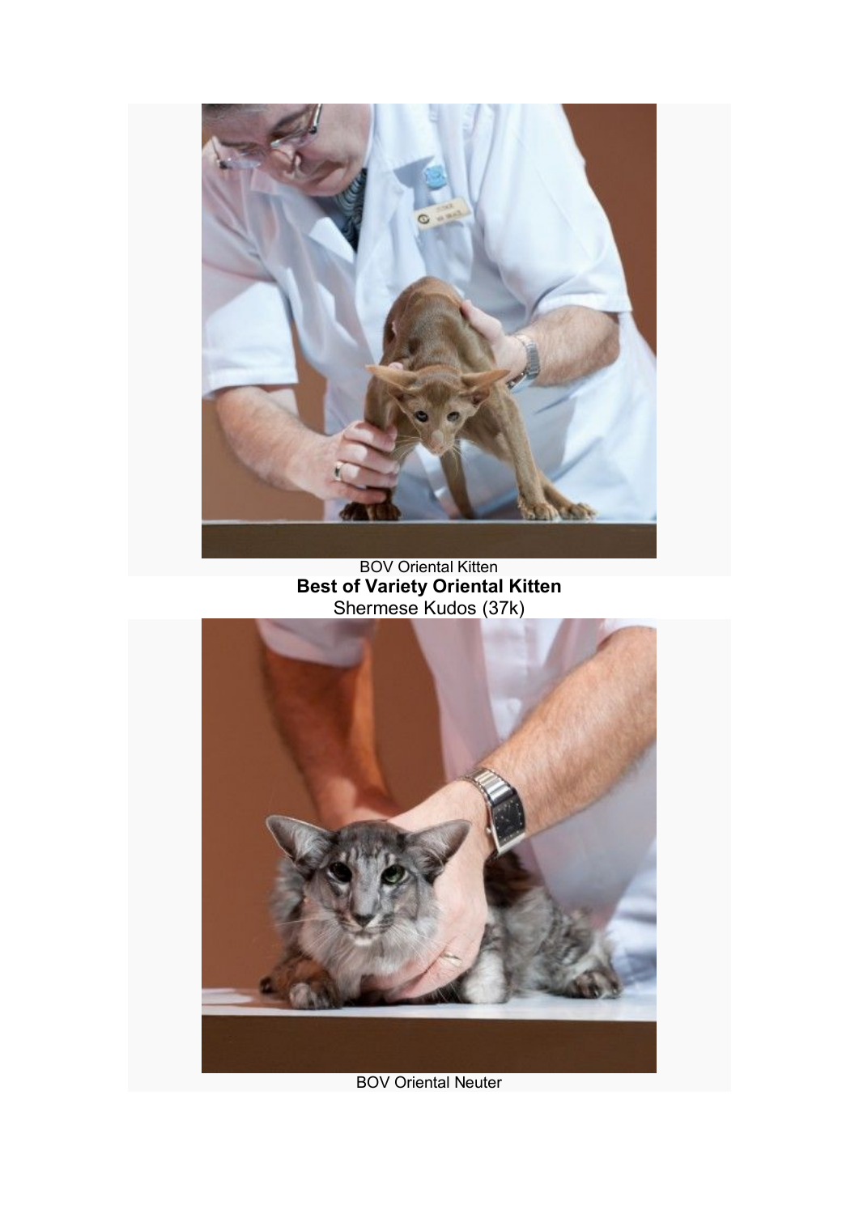BOV Oriental Kitten

**Best of Variety Oriental Kitten**

Shermese Kudos (37k)

BOV Oriental Neuter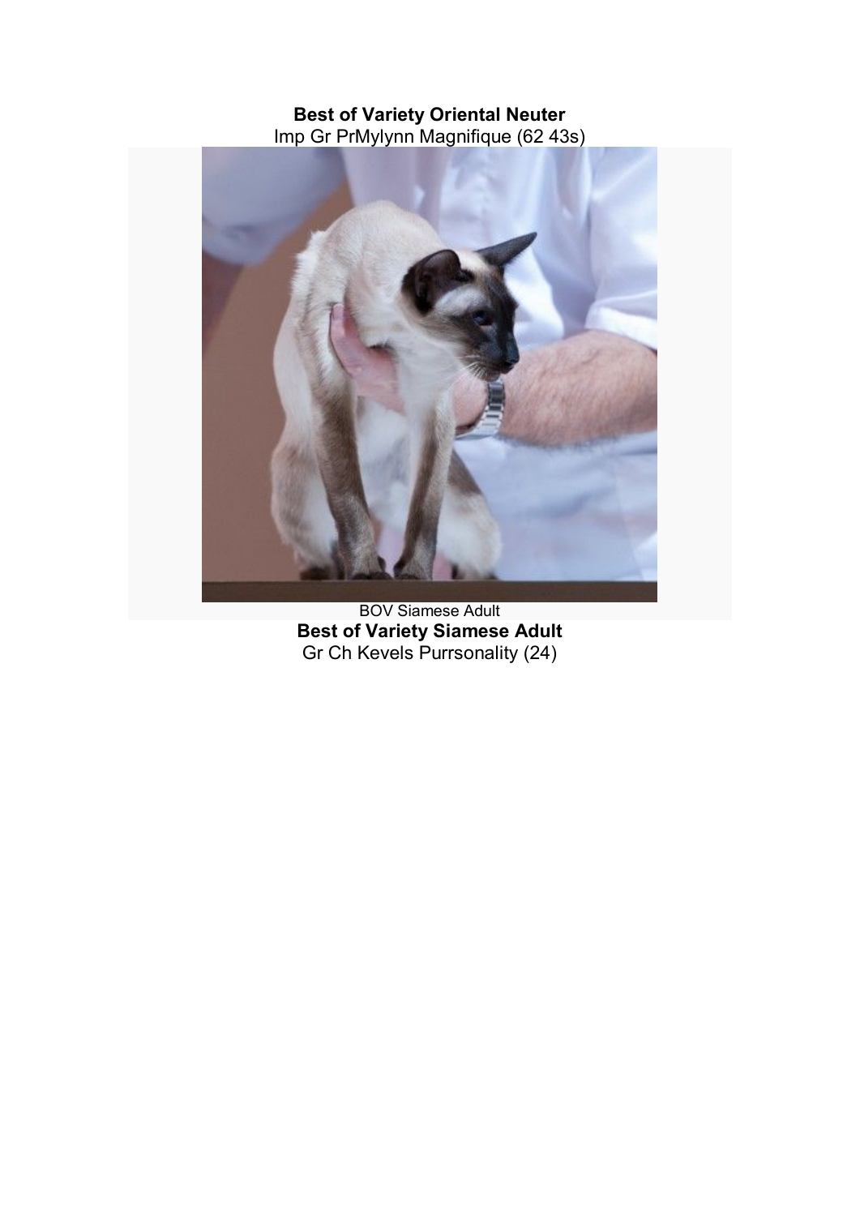**Best of Variety Oriental Neuter**
Imp Gr PrMylynn Magnifique (62 43s)

BOV Siamese Adult

**Best of Variety Siamese Adult**
Gr Ch Kevels Purrsonality (24)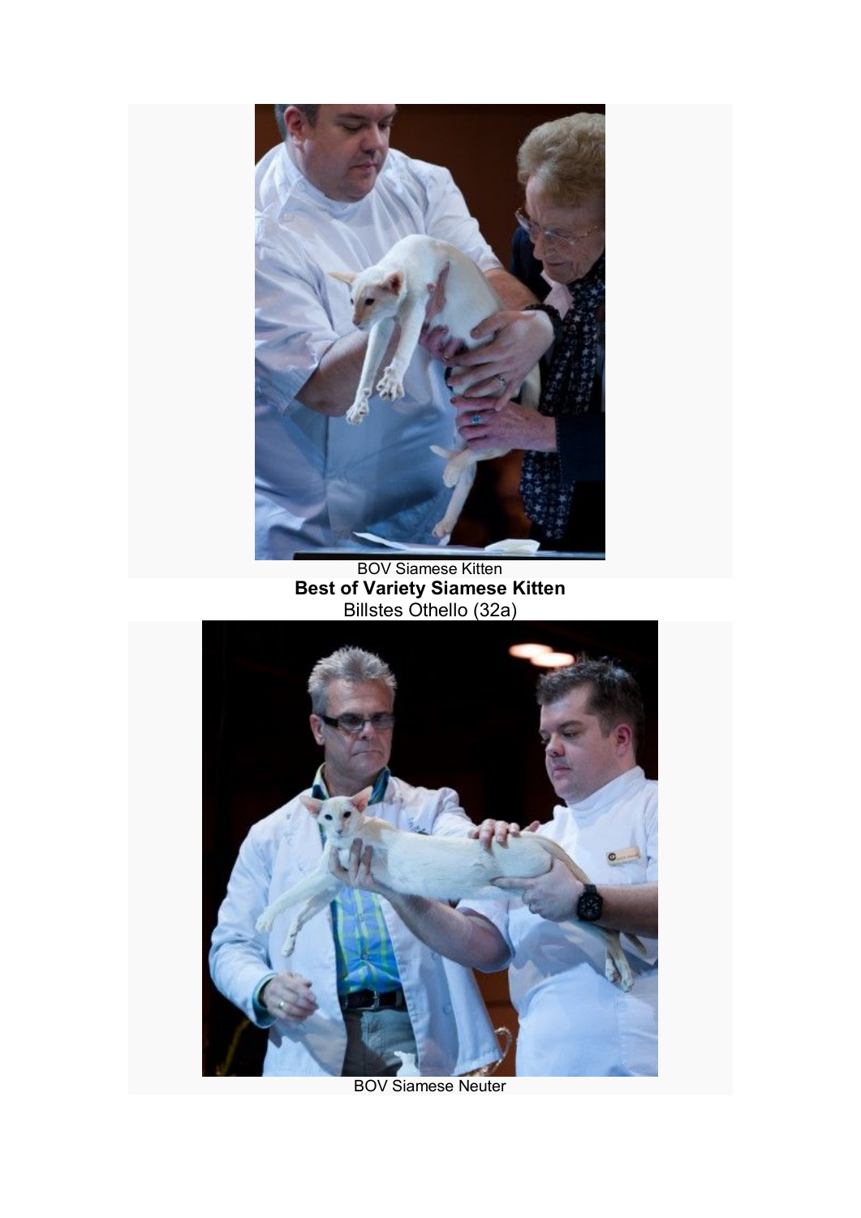BOV Siamese Kitten

**Best of Variety Siamese Kitten**

Billstes Othello (32a)

BOV Siamese Neuter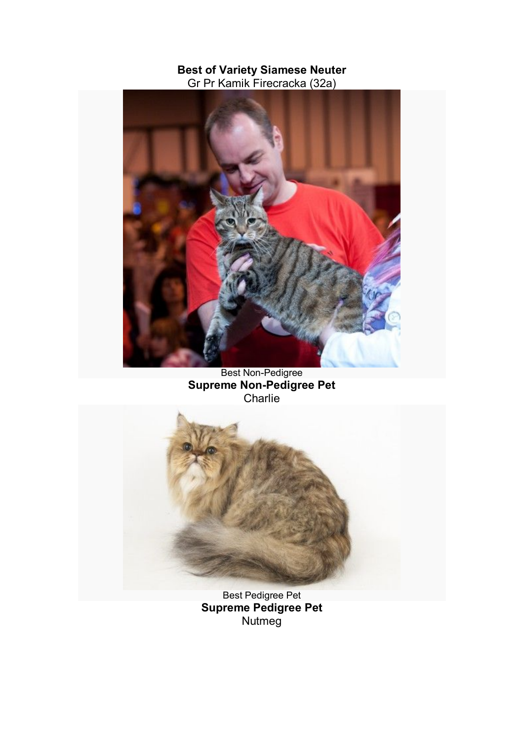**Best of Variety Siamese Neuter**
Gr Pr Kamik Firecracka (32a)

Best Non-Pedigree
**Supreme Non-Pedigree Pet**
Charlie

Best Pedigree Pet
**Supreme Pedigree Pet**
Nutmeg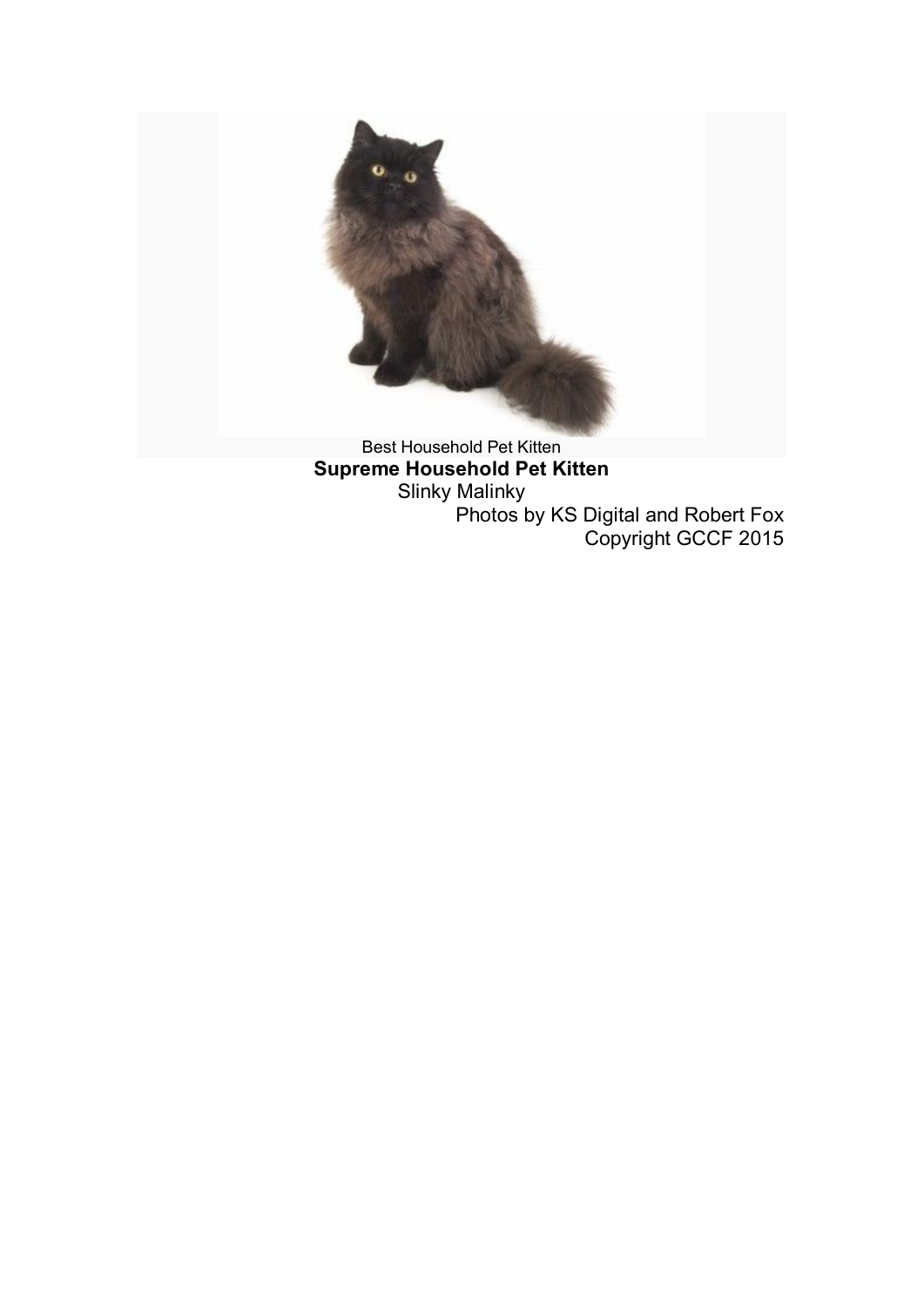Best Household Pet Kitten

**Supreme Household Pet Kitten**

Slinky Malinky

Photos by KS Digital and Robert Fox

Copyright GCCF 2015